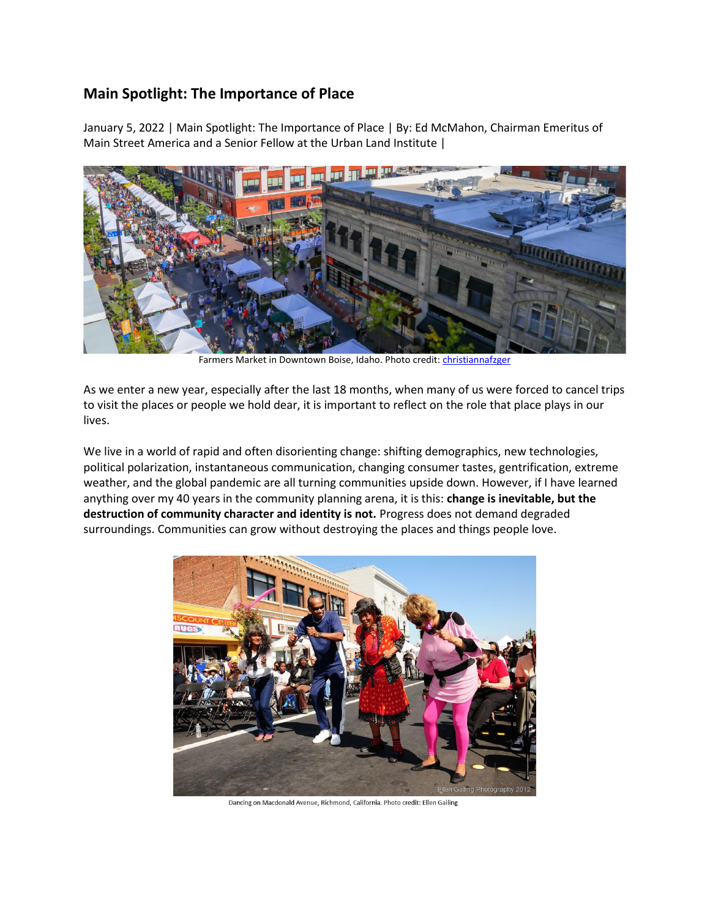# Main Spotlight: The Importance of Place

January 5, 2022 | Main Spotlight: The Importance of Place | By: Ed McMahon, Chairman Emeritus of Main Street America and a Senior Fellow at the Urban Land Institute |

Farmers Market in Downtown Boise, Idaho. Photo credit: christiannafzger

As we enter a new year, especially after the last 18 months, when many of us were forced to cancel trips to visit the places or people we hold dear, it is important to reflect on the role that place plays in our lives.

We live in a world of rapid and often disorienting change: shifting demographics, new technologies, political polarization, instantaneous communication, changing consumer tastes, gentrification, extreme weather, and the global pandemic are all turning communities upside down. However, if I have learned anything over my 40 years in the community planning arena, it is this: **change is inevitable, but the destruction of community character and identity is not.** Progress does not demand degraded surroundings. Communities can grow without destroying the places and things people love.

Dancing on Macdonald Avenue, Richmond, California. Photo credit: Ellen Gailing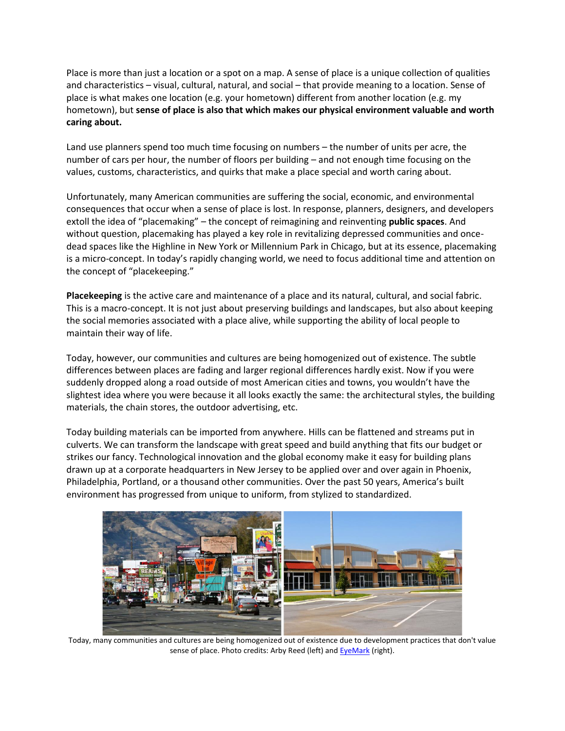Place is more than just a location or a spot on a map. A sense of place is a unique collection of qualities and characteristics – visual, cultural, natural, and social – that provide meaning to a location. Sense of place is what makes one location (e.g. your hometown) different from another location (e.g. my hometown), but **sense of place is also that which makes our physical environment valuable and worth caring about.**

Land use planners spend too much time focusing on numbers – the number of units per acre, the number of cars per hour, the number of floors per building – and not enough time focusing on the values, customs, characteristics, and quirks that make a place special and worth caring about.

Unfortunately, many American communities are suffering the social, economic, and environmental consequences that occur when a sense of place is lost. In response, planners, designers, and developers extoll the idea of "placemaking" – the concept of reimagining and reinventing **public spaces**. And without question, placemaking has played a key role in revitalizing depressed communities and once-dead spaces like the Highline in New York or Millennium Park in Chicago, but at its essence, placemaking is a micro-concept. In today's rapidly changing world, we need to focus additional time and attention on the concept of "placekeeping."

**Placekeeping** is the active care and maintenance of a place and its natural, cultural, and social fabric. This is a macro-concept. It is not just about preserving buildings and landscapes, but also about keeping the social memories associated with a place alive, while supporting the ability of local people to maintain their way of life.

Today, however, our communities and cultures are being homogenized out of existence. The subtle differences between places are fading and larger regional differences hardly exist. Now if you were suddenly dropped along a road outside of most American cities and towns, you wouldn't have the slightest idea where you were because it all looks exactly the same: the architectural styles, the building materials, the chain stores, the outdoor advertising, etc.

Today building materials can be imported from anywhere. Hills can be flattened and streams put in culverts. We can transform the landscape with great speed and build anything that fits our budget or strikes our fancy. Technological innovation and the global economy make it easy for building plans drawn up at a corporate headquarters in New Jersey to be applied over and over again in Phoenix, Philadelphia, Portland, or a thousand other communities. Over the past 50 years, America's built environment has progressed from unique to uniform, from stylized to standardized.

Today, many communities and cultures are being homogenized out of existence due to development practices that don't value sense of place. Photo credits: Arby Reed (left) and EyeMark (right).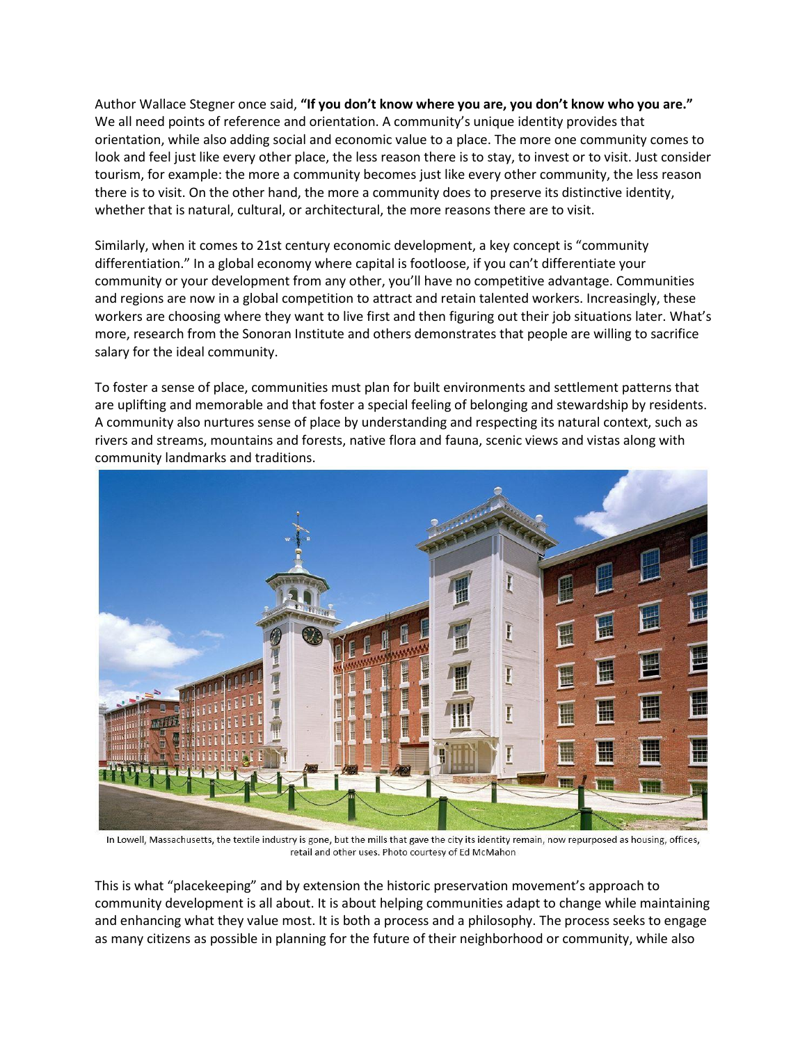Author Wallace Stegner once said, **"If you don't know where you are, you don't know who you are."** We all need points of reference and orientation. A community's unique identity provides that orientation, while also adding social and economic value to a place. The more one community comes to look and feel just like every other place, the less reason there is to stay, to invest or to visit. Just consider tourism, for example: the more a community becomes just like every other community, the less reason there is to visit. On the other hand, the more a community does to preserve its distinctive identity, whether that is natural, cultural, or architectural, the more reasons there are to visit.

Similarly, when it comes to 21st century economic development, a key concept is "community differentiation." In a global economy where capital is footloose, if you can't differentiate your community or your development from any other, you'll have no competitive advantage. Communities and regions are now in a global competition to attract and retain talented workers. Increasingly, these workers are choosing where they want to live first and then figuring out their job situations later. What's more, research from the Sonoran Institute and others demonstrates that people are willing to sacrifice salary for the ideal community.

To foster a sense of place, communities must plan for built environments and settlement patterns that are uplifting and memorable and that foster a special feeling of belonging and stewardship by residents. A community also nurtures sense of place by understanding and respecting its natural context, such as rivers and streams, mountains and forests, native flora and fauna, scenic views and vistas along with community landmarks and traditions.

In Lowell, Massachusetts, the textile industry is gone, but the mills that gave the city its identity remain, now repurposed as housing, offices, retail and other uses. Photo courtesy of Ed McMahon

This is what "placekeeping" and by extension the historic preservation movement's approach to community development is all about. It is about helping communities adapt to change while maintaining and enhancing what they value most. It is both a process and a philosophy. The process seeks to engage as many citizens as possible in planning for the future of their neighborhood or community, while also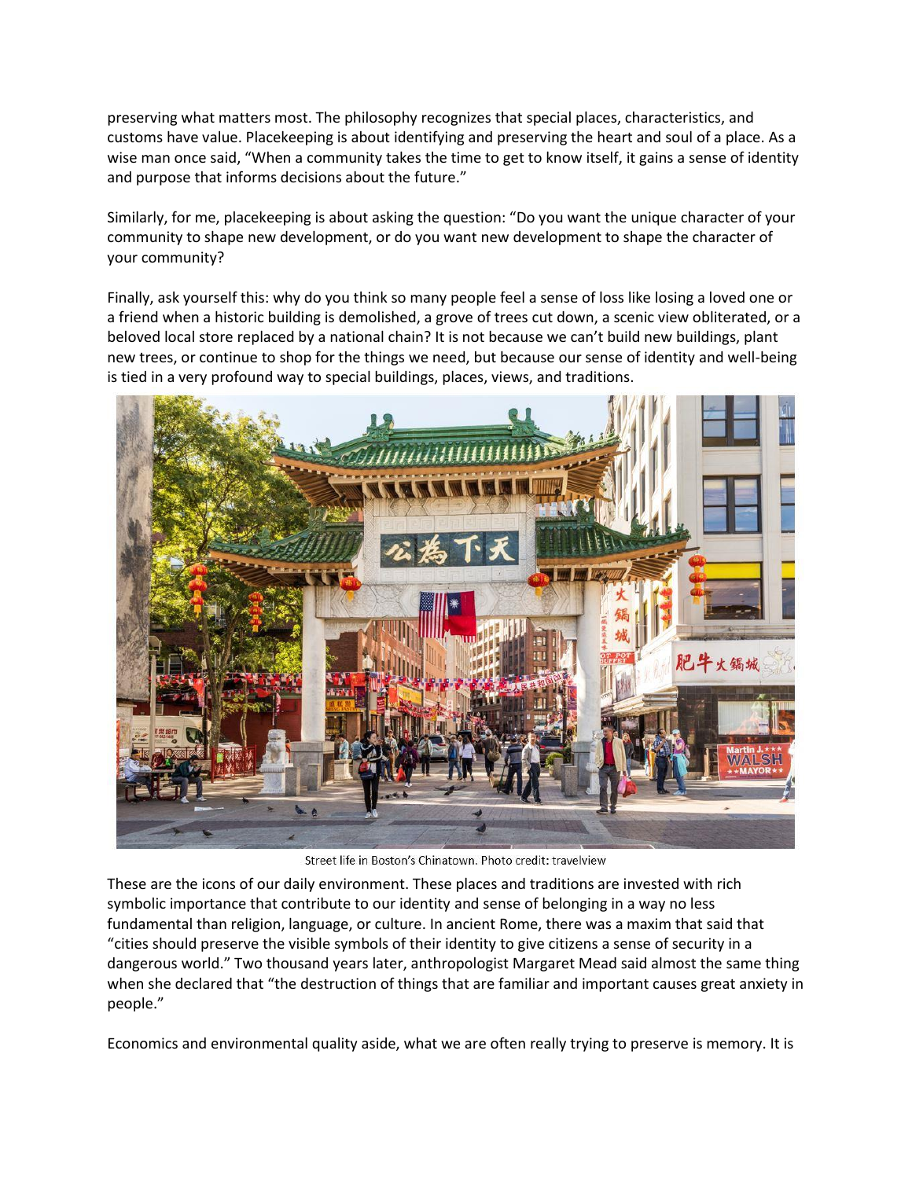preserving what matters most. The philosophy recognizes that special places, characteristics, and customs have value. Placekeeping is about identifying and preserving the heart and soul of a place. As a wise man once said, "When a community takes the time to get to know itself, it gains a sense of identity and purpose that informs decisions about the future."

Similarly, for me, placekeeping is about asking the question: "Do you want the unique character of your community to shape new development, or do you want new development to shape the character of your community?

Finally, ask yourself this: why do you think so many people feel a sense of loss like losing a loved one or a friend when a historic building is demolished, a grove of trees cut down, a scenic view obliterated, or a beloved local store replaced by a national chain? It is not because we can't build new buildings, plant new trees, or continue to shop for the things we need, but because our sense of identity and well-being is tied in a very profound way to special buildings, places, views, and traditions.

Street life in Boston's Chinatown. Photo credit: travelview

These are the icons of our daily environment. These places and traditions are invested with rich symbolic importance that contribute to our identity and sense of belonging in a way no less fundamental than religion, language, or culture. In ancient Rome, there was a maxim that said that "cities should preserve the visible symbols of their identity to give citizens a sense of security in a dangerous world." Two thousand years later, anthropologist Margaret Mead said almost the same thing when she declared that "the destruction of things that are familiar and important causes great anxiety in people."

Economics and environmental quality aside, what we are often really trying to preserve is memory. It is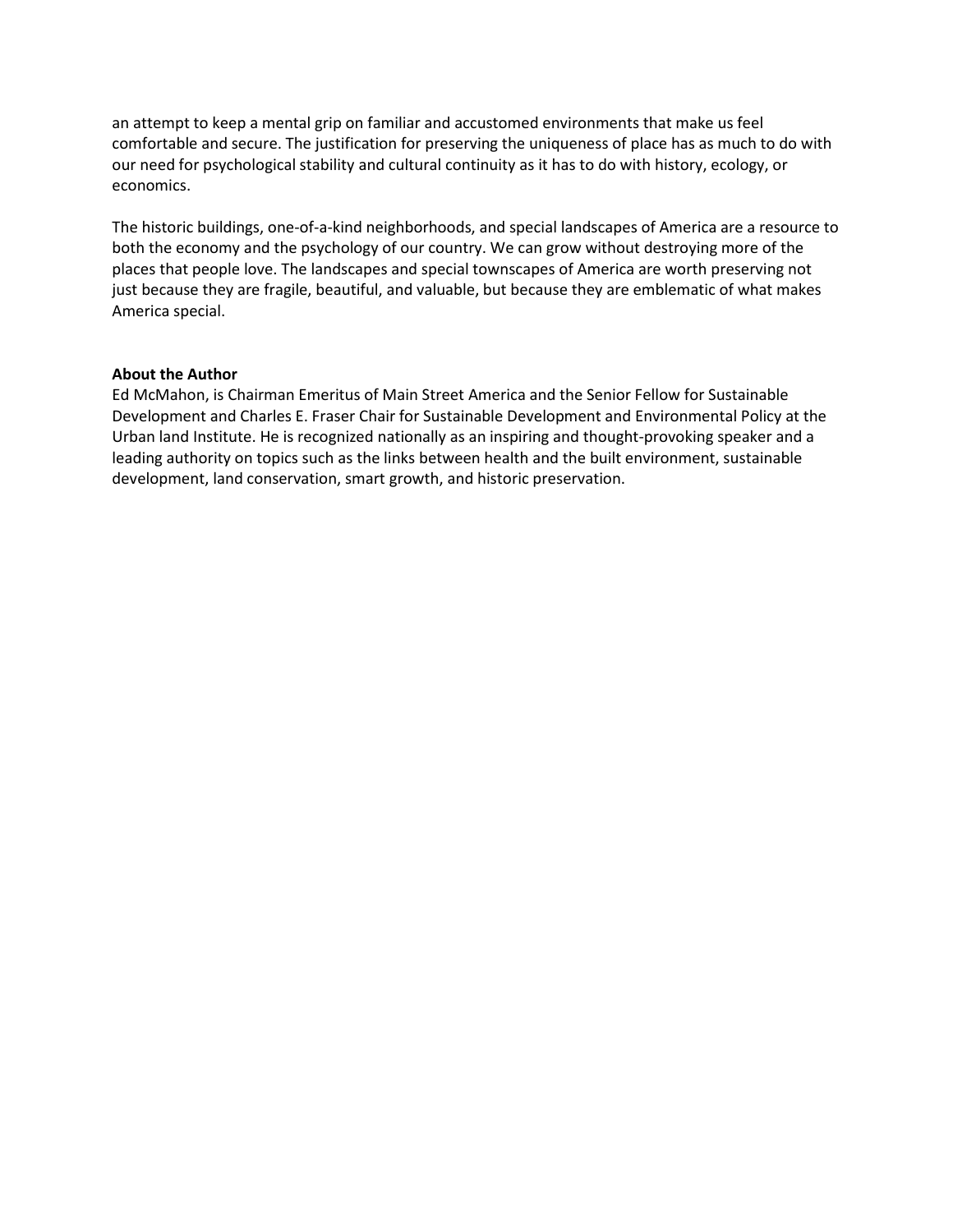an attempt to keep a mental grip on familiar and accustomed environments that make us feel comfortable and secure. The justification for preserving the uniqueness of place has as much to do with our need for psychological stability and cultural continuity as it has to do with history, ecology, or economics.

The historic buildings, one-of-a-kind neighborhoods, and special landscapes of America are a resource to both the economy and the psychology of our country. We can grow without destroying more of the places that people love. The landscapes and special townscapes of America are worth preserving not just because they are fragile, beautiful, and valuable, but because they are emblematic of what makes America special.

**About the Author**

Ed McMahon, is Chairman Emeritus of Main Street America and the Senior Fellow for Sustainable Development and Charles E. Fraser Chair for Sustainable Development and Environmental Policy at the Urban land Institute. He is recognized nationally as an inspiring and thought-provoking speaker and a leading authority on topics such as the links between health and the built environment, sustainable development, land conservation, smart growth, and historic preservation.